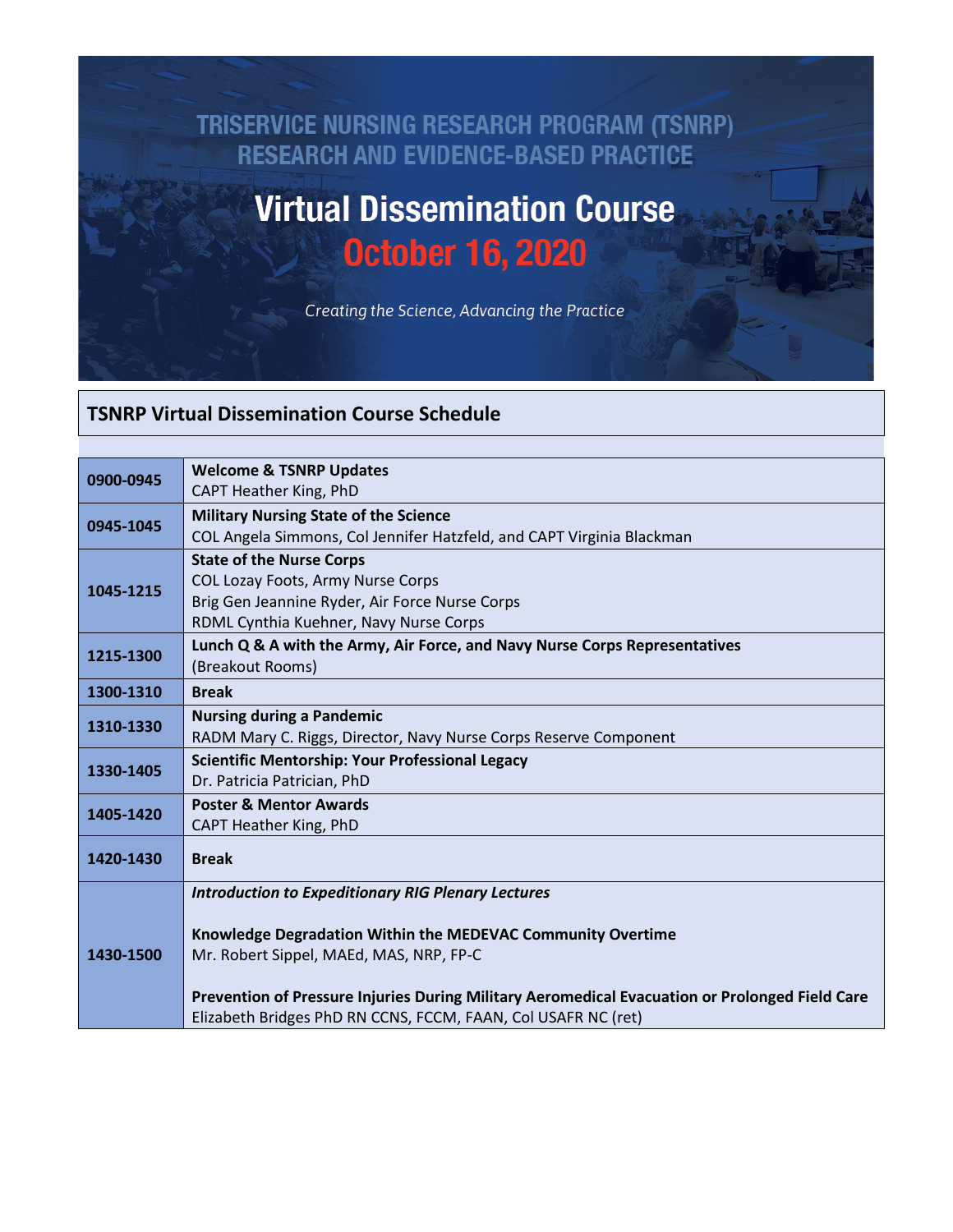# TRISERVICE NURSING RESEARCH PROGRAM (TSNRP) RESEARCH AND EVIDENCE-BASED PRACTICE

# Virtual Dissemination Course

## October 16, 2020

*Creating the Science, Advancing the Practice*

## TSNRP Virtual Dissemination Course Schedule

| Time | Session |
|---|---|
| **0900-0945** | **Welcome & TSNRP Updates**<br>CAPT Heather King, PhD |
| **0945-1045** | **Military Nursing State of the Science**<br>COL Angela Simmons, Col Jennifer Hatzfeld, and CAPT Virginia Blackman |
| **1045-1215** | **State of the Nurse Corps**<br>COL Lozay Foots, Army Nurse Corps<br>Brig Gen Jeannine Ryder, Air Force Nurse Corps<br>RDML Cynthia Kuehner, Navy Nurse Corps |
| **1215-1300** | **Lunch Q & A with the Army, Air Force, and Navy Nurse Corps Representatives**<br>(Breakout Rooms) |
| **1300-1310** | **Break** |
| **1310-1330** | **Nursing during a Pandemic**<br>RADM Mary C. Riggs, Director, Navy Nurse Corps Reserve Component |
| **1330-1405** | **Scientific Mentorship: Your Professional Legacy**<br>Dr. Patricia Patrician, PhD |
| **1405-1420** | **Poster & Mentor Awards**<br>CAPT Heather King, PhD |
| **1420-1430** | **Break** |
| **1430-1500** | ***Introduction to Expeditionary RIG Plenary Lectures***<br><br>**Knowledge Degradation Within the MEDEVAC Community Overtime**<br>Mr. Robert Sippel, MAEd, MAS, NRP, FP-C<br><br>**Prevention of Pressure Injuries During Military Aeromedical Evacuation or Prolonged Field Care**<br>Elizabeth Bridges PhD RN CCNS, FCCM, FAAN, Col USAFR NC (ret) |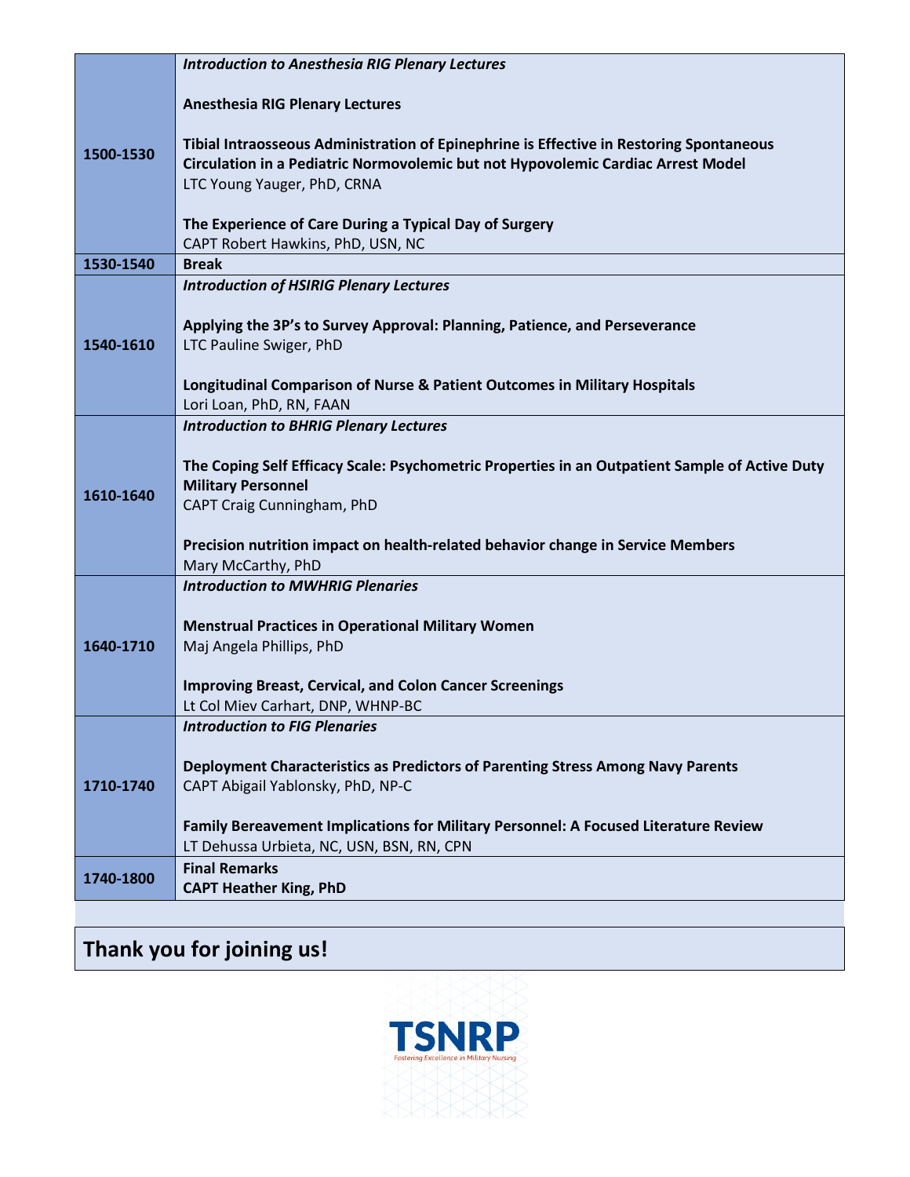| | |
|---|---|
| **1500-1530** | ***Introduction to Anesthesia RIG Plenary Lectures***<br><br>**Anesthesia RIG Plenary Lectures**<br><br>**Tibial Intraosseous Administration of Epinephrine is Effective in Restoring Spontaneous Circulation in a Pediatric Normovolemic but not Hypovolemic Cardiac Arrest Model**<br>LTC Young Yauger, PhD, CRNA<br><br>**The Experience of Care During a Typical Day of Surgery**<br>CAPT Robert Hawkins, PhD, USN, NC |
| **1530-1540** | **Break** |
| **1540-1610** | ***Introduction of HSIRIG Plenary Lectures***<br><br>**Applying the 3P's to Survey Approval: Planning, Patience, and Perseverance**<br>LTC Pauline Swiger, PhD<br><br>**Longitudinal Comparison of Nurse & Patient Outcomes in Military Hospitals**<br>Lori Loan, PhD, RN, FAAN |
| **1610-1640** | ***Introduction to BHRIG Plenary Lectures***<br><br>**The Coping Self Efficacy Scale: Psychometric Properties in an Outpatient Sample of Active Duty Military Personnel**<br>CAPT Craig Cunningham, PhD<br><br>**Precision nutrition impact on health-related behavior change in Service Members**<br>Mary McCarthy, PhD |
| **1640-1710** | ***Introduction to MWHRIG Plenaries***<br><br>**Menstrual Practices in Operational Military Women**<br>Maj Angela Phillips, PhD<br><br>**Improving Breast, Cervical, and Colon Cancer Screenings**<br>Lt Col Miev Carhart, DNP, WHNP-BC |
| **1710-1740** | ***Introduction to FIG Plenaries***<br><br>**Deployment Characteristics as Predictors of Parenting Stress Among Navy Parents**<br>CAPT Abigail Yablonsky, PhD, NP-C<br><br>**Family Bereavement Implications for Military Personnel: A Focused Literature Review**<br>LT Dehussa Urbieta, NC, USN, BSN, RN, CPN |
| **1740-1800** | **Final Remarks**<br>**CAPT Heather King, PhD** |

## Thank you for joining us!

TSNRP

Fostering Excellence in Military Nursing